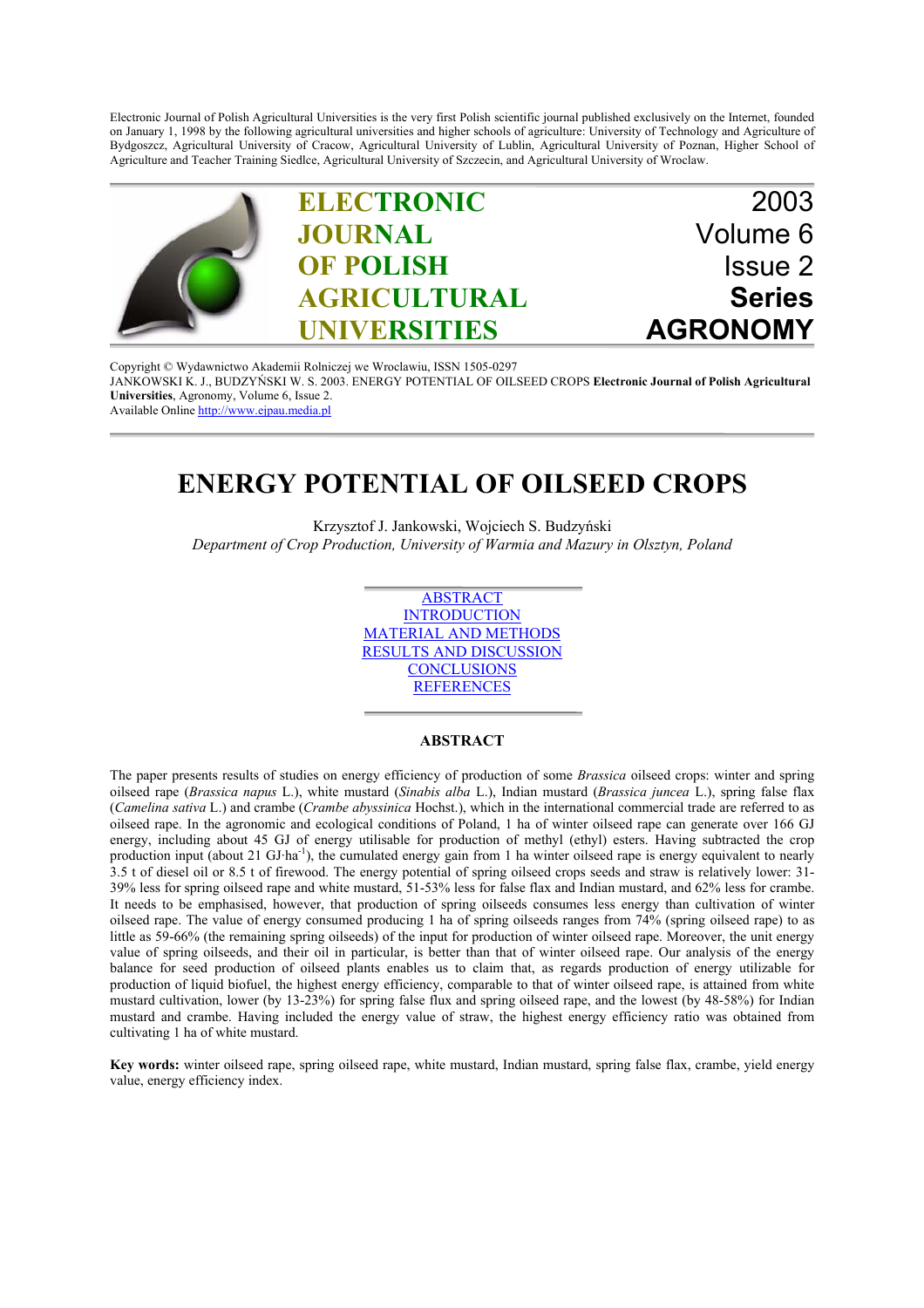Electronic Journal of Polish Agricultural Universities is the very first Polish scientific journal published exclusively on the Internet, founded on January 1, 1998 by the following agricultural universities and higher schools of agriculture: University of Technology and Agriculture of Bydgoszcz, Agricultural University of Cracow, Agricultural University of Lublin, Agricultural University of Poznan, Higher School of Agriculture and Teacher Training Siedlce, Agricultural University of Szczecin, and Agricultural University of Wroclaw.

**ELECTRONIC JOURNAL OF POLISH AGRICULTURAL UNIVERSITIES**

2003
Volume 6
Issue 2
**Series AGRONOMY**

Copyright © Wydawnictwo Akademii Rolniczej we Wroclawiu, ISSN 1505-0297
JANKOWSKI K. J., BUDZYŃSKI W. S. 2003. ENERGY POTENTIAL OF OILSEED CROPS **Electronic Journal of Polish Agricultural Universities**, Agronomy, Volume 6, Issue 2.
Available Online http://www.ejpau.media.pl

# ENERGY POTENTIAL OF OILSEED CROPS

Krzysztof J. Jankowski, Wojciech S. Budzyński
*Department of Crop Production, University of Warmia and Mazury in Olsztyn, Poland*

ABSTRACT
INTRODUCTION
MATERIAL AND METHODS
RESULTS AND DISCUSSION
CONCLUSIONS
REFERENCES

## ABSTRACT

The paper presents results of studies on energy efficiency of production of some *Brassica* oilseed crops: winter and spring oilseed rape (*Brassica napus* L.), white mustard (*Sinabis alba* L.), Indian mustard (*Brassica juncea* L.), spring false flax (*Camelina sativa* L.) and crambe (*Crambe abyssinica* Hochst.), which in the international commercial trade are referred to as oilseed rape. In the agronomic and ecological conditions of Poland, 1 ha of winter oilseed rape can generate over 166 GJ energy, including about 45 GJ of energy utilisable for production of methyl (ethyl) esters. Having subtracted the crop production input (about 21 GJ·ha$^{-1}$), the cumulated energy gain from 1 ha winter oilseed rape is energy equivalent to nearly 3.5 t of diesel oil or 8.5 t of firewood. The energy potential of spring oilseed crops seeds and straw is relatively lower: 31-39% less for spring oilseed rape and white mustard, 51-53% less for false flax and Indian mustard, and 62% less for crambe. It needs to be emphasised, however, that production of spring oilseeds consumes less energy than cultivation of winter oilseed rape. The value of energy consumed producing 1 ha of spring oilseeds ranges from 74% (spring oilseed rape) to as little as 59-66% (the remaining spring oilseeds) of the input for production of winter oilseed rape. Moreover, the unit energy value of spring oilseeds, and their oil in particular, is better than that of winter oilseed rape. Our analysis of the energy balance for seed production of oilseed plants enables us to claim that, as regards production of energy utilizable for production of liquid biofuel, the highest energy efficiency, comparable to that of winter oilseed rape, is attained from white mustard cultivation, lower (by 13-23%) for spring false flux and spring oilseed rape, and the lowest (by 48-58%) for Indian mustard and crambe. Having included the energy value of straw, the highest energy efficiency ratio was obtained from cultivating 1 ha of white mustard.

**Key words:** winter oilseed rape, spring oilseed rape, white mustard, Indian mustard, spring false flax, crambe, yield energy value, energy efficiency index.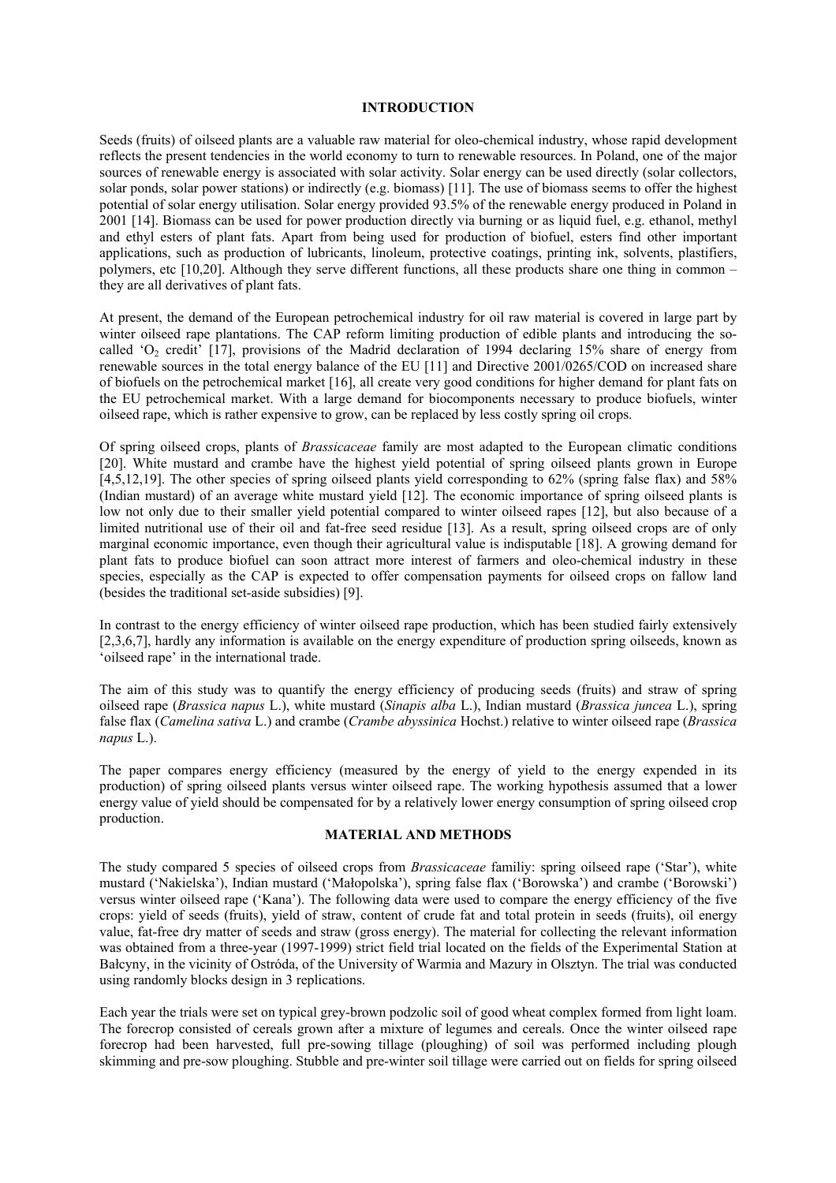## INTRODUCTION

Seeds (fruits) of oilseed plants are a valuable raw material for oleo-chemical industry, whose rapid development reflects the present tendencies in the world economy to turn to renewable resources. In Poland, one of the major sources of renewable energy is associated with solar activity. Solar energy can be used directly (solar collectors, solar ponds, solar power stations) or indirectly (e.g. biomass) [11]. The use of biomass seems to offer the highest potential of solar energy utilisation. Solar energy provided 93.5% of the renewable energy produced in Poland in 2001 [14]. Biomass can be used for power production directly via burning or as liquid fuel, e.g. ethanol, methyl and ethyl esters of plant fats. Apart from being used for production of biofuel, esters find other important applications, such as production of lubricants, linoleum, protective coatings, printing ink, solvents, plastifiers, polymers, etc [10,20]. Although they serve different functions, all these products share one thing in common – they are all derivatives of plant fats.

At present, the demand of the European petrochemical industry for oil raw material is covered in large part by winter oilseed rape plantations. The CAP reform limiting production of edible plants and introducing the so-called '$O_2$ credit' [17], provisions of the Madrid declaration of 1994 declaring 15% share of energy from renewable sources in the total energy balance of the EU [11] and Directive 2001/0265/COD on increased share of biofuels on the petrochemical market [16], all create very good conditions for higher demand for plant fats on the EU petrochemical market. With a large demand for biocomponents necessary to produce biofuels, winter oilseed rape, which is rather expensive to grow, can be replaced by less costly spring oil crops.

Of spring oilseed crops, plants of *Brassicaceae* family are most adapted to the European climatic conditions [20]. White mustard and crambe have the highest yield potential of spring oilseed plants grown in Europe [4,5,12,19]. The other species of spring oilseed plants yield corresponding to 62% (spring false flax) and 58% (Indian mustard) of an average white mustard yield [12]. The economic importance of spring oilseed plants is low not only due to their smaller yield potential compared to winter oilseed rapes [12], but also because of a limited nutritional use of their oil and fat-free seed residue [13]. As a result, spring oilseed crops are of only marginal economic importance, even though their agricultural value is indisputable [18]. A growing demand for plant fats to produce biofuel can soon attract more interest of farmers and oleo-chemical industry in these species, especially as the CAP is expected to offer compensation payments for oilseed crops on fallow land (besides the traditional set-aside subsidies) [9].

In contrast to the energy efficiency of winter oilseed rape production, which has been studied fairly extensively [2,3,6,7], hardly any information is available on the energy expenditure of production spring oilseeds, known as 'oilseed rape' in the international trade.

The aim of this study was to quantify the energy efficiency of producing seeds (fruits) and straw of spring oilseed rape (*Brassica napus* L.), white mustard (*Sinapis alba* L.), Indian mustard (*Brassica juncea* L.), spring false flax (*Camelina sativa* L.) and crambe (*Crambe abyssinica* Hochst.) relative to winter oilseed rape (*Brassica napus* L.).

The paper compares energy efficiency (measured by the energy of yield to the energy expended in its production) of spring oilseed plants versus winter oilseed rape. The working hypothesis assumed that a lower energy value of yield should be compensated for by a relatively lower energy consumption of spring oilseed crop production.

## MATERIAL AND METHODS

The study compared 5 species of oilseed crops from *Brassicaceae* familiy: spring oilseed rape ('Star'), white mustard ('Nakielska'), Indian mustard ('Małopolska'), spring false flax ('Borowska') and crambe ('Borowski') versus winter oilseed rape ('Kana'). The following data were used to compare the energy efficiency of the five crops: yield of seeds (fruits), yield of straw, content of crude fat and total protein in seeds (fruits), oil energy value, fat-free dry matter of seeds and straw (gross energy). The material for collecting the relevant information was obtained from a three-year (1997-1999) strict field trial located on the fields of the Experimental Station at Bałcyny, in the vicinity of Ostróda, of the University of Warmia and Mazury in Olsztyn. The trial was conducted using randomly blocks design in 3 replications.

Each year the trials were set on typical grey-brown podzolic soil of good wheat complex formed from light loam. The forecrop consisted of cereals grown after a mixture of legumes and cereals. Once the winter oilseed rape forecrop had been harvested, full pre-sowing tillage (ploughing) of soil was performed including plough skimming and pre-sow ploughing. Stubble and pre-winter soil tillage were carried out on fields for spring oilseed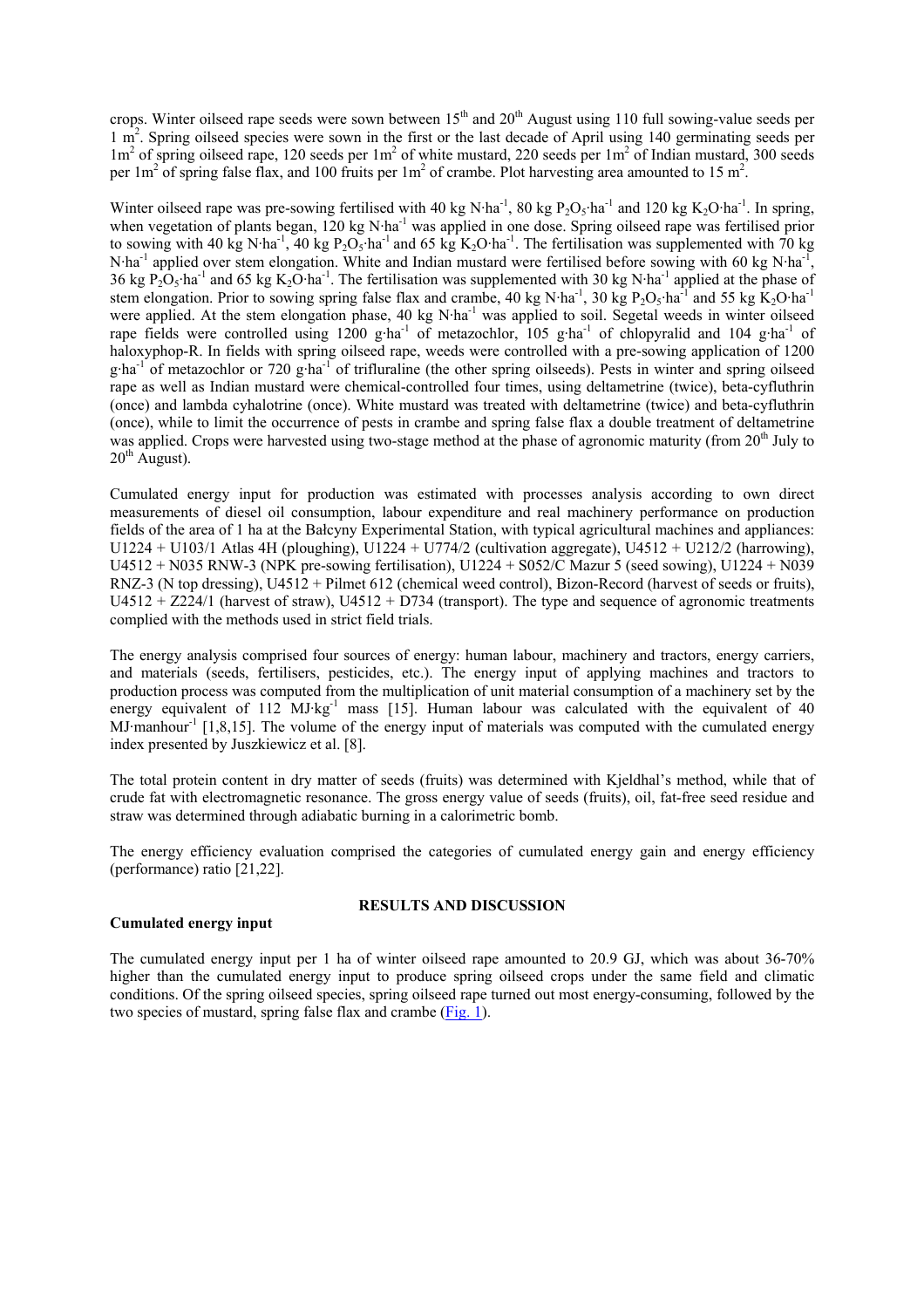crops. Winter oilseed rape seeds were sown between 15th and 20th August using 110 full sowing-value seeds per 1 $m^2$. Spring oilseed species were sown in the first or the last decade of April using 140 germinating seeds per 1$m^2$ of spring oilseed rape, 120 seeds per 1$m^2$ of white mustard, 220 seeds per 1$m^2$ of Indian mustard, 300 seeds per 1$m^2$ of spring false flax, and 100 fruits per 1$m^2$ of crambe. Plot harvesting area amounted to 15 $m^2$.

Winter oilseed rape was pre-sowing fertilised with 40 kg $N \cdot ha^{-1}$, 80 kg $P_2O_5 \cdot ha^{-1}$ and 120 kg $K_2O \cdot ha^{-1}$. In spring, when vegetation of plants began, 120 kg $N \cdot ha^{-1}$ was applied in one dose. Spring oilseed rape was fertilised prior to sowing with 40 kg $N \cdot ha^{-1}$, 40 kg $P_2O_5 \cdot ha^{-1}$ and 65 kg $K_2O \cdot ha^{-1}$. The fertilisation was supplemented with 70 kg $N \cdot ha^{-1}$ applied over stem elongation. White and Indian mustard were fertilised before sowing with 60 kg $N \cdot ha^{-1}$, 36 kg $P_2O_5 \cdot ha^{-1}$ and 65 kg $K_2O \cdot ha^{-1}$. The fertilisation was supplemented with 30 kg $N \cdot ha^{-1}$ applied at the phase of stem elongation. Prior to sowing spring false flax and crambe, 40 kg $N \cdot ha^{-1}$, 30 kg $P_2O_5 \cdot ha^{-1}$ and 55 kg $K_2O \cdot ha^{-1}$ were applied. At the stem elongation phase, 40 kg $N \cdot ha^{-1}$ was applied to soil. Segetal weeds in winter oilseed rape fields were controlled using 1200 $g \cdot ha^{-1}$ of metazochlor, 105 $g \cdot ha^{-1}$ of chlopyralid and 104 $g \cdot ha^{-1}$ of haloxyphop-R. In fields with spring oilseed rape, weeds were controlled with a pre-sowing application of 1200 $g \cdot ha^{-1}$ of metazochlor or 720 $g \cdot ha^{-1}$ of trifluraline (the other spring oilseeds). Pests in winter and spring oilseed rape as well as Indian mustard were chemical-controlled four times, using deltametrine (twice), beta-cyfluthrin (once) and lambda cyhalotrine (once). White mustard was treated with deltametrine (twice) and beta-cyfluthrin (once), while to limit the occurrence of pests in crambe and spring false flax a double treatment of deltametrine was applied. Crops were harvested using two-stage method at the phase of agronomic maturity (from 20th July to 20th August).

Cumulated energy input for production was estimated with processes analysis according to own direct measurements of diesel oil consumption, labour expenditure and real machinery performance on production fields of the area of 1 ha at the Bałcyny Experimental Station, with typical agricultural machines and appliances: U1224 + U103/1 Atlas 4H (ploughing), U1224 + U774/2 (cultivation aggregate), U4512 + U212/2 (harrowing), U4512 + N035 RNW-3 (NPK pre-sowing fertilisation), U1224 + S052/C Mazur 5 (seed sowing), U1224 + N039 RNZ-3 (N top dressing), U4512 + Pilmet 612 (chemical weed control), Bizon-Record (harvest of seeds or fruits), U4512 + Z224/1 (harvest of straw), U4512 + D734 (transport). The type and sequence of agronomic treatments complied with the methods used in strict field trials.

The energy analysis comprised four sources of energy: human labour, machinery and tractors, energy carriers, and materials (seeds, fertilisers, pesticides, etc.). The energy input of applying machines and tractors to production process was computed from the multiplication of unit material consumption of a machinery set by the energy equivalent of 112 $MJ \cdot kg^{-1}$ mass [15]. Human labour was calculated with the equivalent of 40 $MJ \cdot manhour^{-1}$ [1,8,15]. The volume of the energy input of materials was computed with the cumulated energy index presented by Juszkiewicz et al. [8].

The total protein content in dry matter of seeds (fruits) was determined with Kjeldhal's method, while that of crude fat with electromagnetic resonance. The gross energy value of seeds (fruits), oil, fat-free seed residue and straw was determined through adiabatic burning in a calorimetric bomb.

The energy efficiency evaluation comprised the categories of cumulated energy gain and energy efficiency (performance) ratio [21,22].

## RESULTS AND DISCUSSION

### Cumulated energy input

The cumulated energy input per 1 ha of winter oilseed rape amounted to 20.9 GJ, which was about 36-70% higher than the cumulated energy input to produce spring oilseed crops under the same field and climatic conditions. Of the spring oilseed species, spring oilseed rape turned out most energy-consuming, followed by the two species of mustard, spring false flax and crambe (Fig. 1).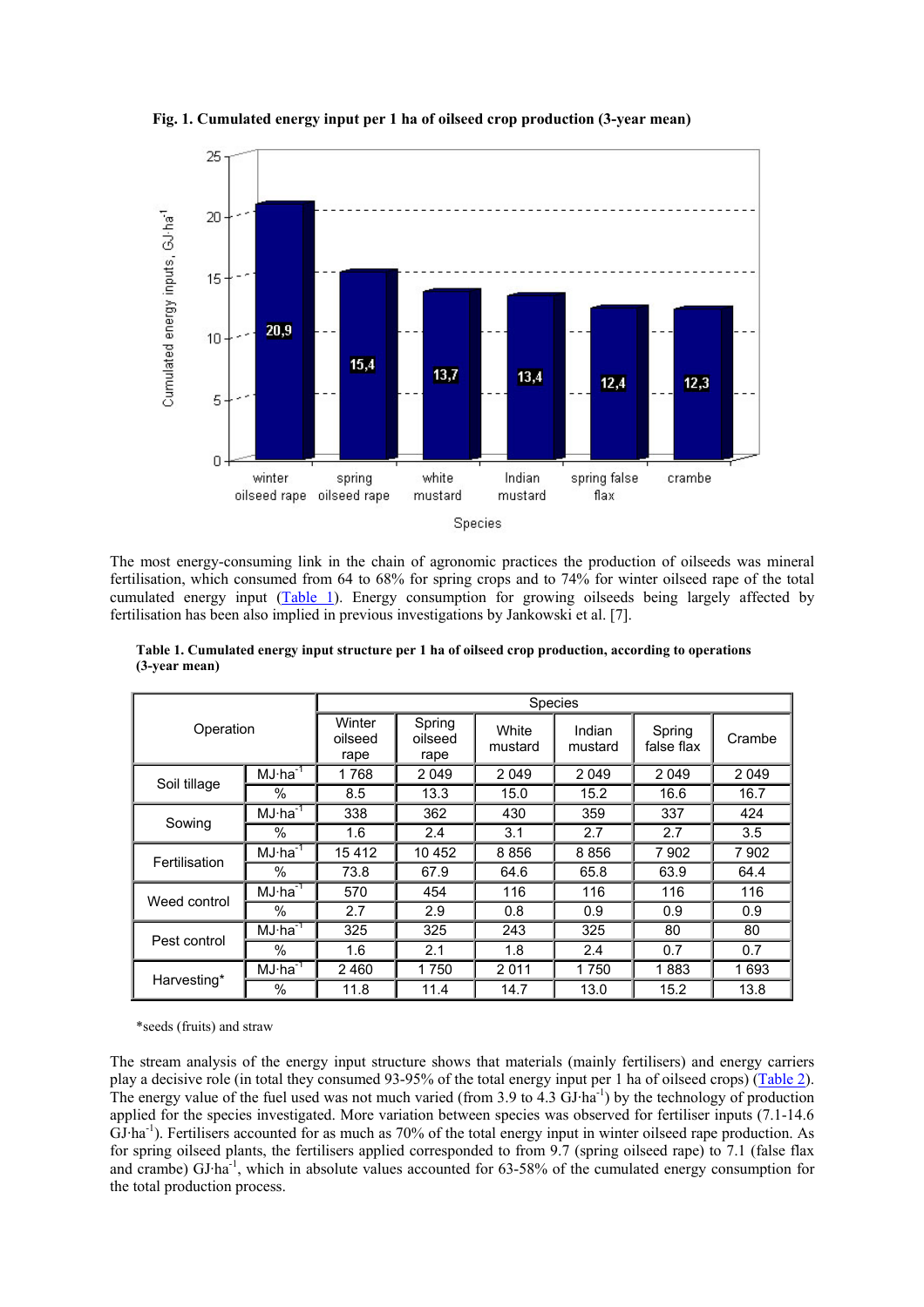**Fig. 1. Cumulated energy input per 1 ha of oilseed crop production (3-year mean)**

The most energy-consuming link in the chain of agronomic practices the production of oilseeds was mineral fertilisation, which consumed from 64 to 68% for spring crops and to 74% for winter oilseed rape of the total cumulated energy input (Table 1). Energy consumption for growing oilseeds being largely affected by fertilisation has been also implied in previous investigations by Jankowski et al. [7].

**Table 1. Cumulated energy input structure per 1 ha of oilseed crop production, according to operations (3-year mean)**

| Operation | | Species | | | | | |
|---|---|---|---|---|---|---|---|
| | | Winter oilseed rape | Spring oilseed rape | White mustard | Indian mustard | Spring false flax | Crambe |
| Soil tillage | $MJ \cdot ha^{-1}$ | 1 768 | 2 049 | 2 049 | 2 049 | 2 049 | 2 049 |
| | % | 8.5 | 13.3 | 15.0 | 15.2 | 16.6 | 16.7 |
| Sowing | $MJ \cdot ha^{-1}$ | 338 | 362 | 430 | 359 | 337 | 424 |
| | % | 1.6 | 2.4 | 3.1 | 2.7 | 2.7 | 3.5 |
| Fertilisation | $MJ \cdot ha^{-1}$ | 15 412 | 10 452 | 8 856 | 8 856 | 7 902 | 7 902 |
| | % | 73.8 | 67.9 | 64.6 | 65.8 | 63.9 | 64.4 |
| Weed control | $MJ \cdot ha^{-1}$ | 570 | 454 | 116 | 116 | 116 | 116 |
| | % | 2.7 | 2.9 | 0.8 | 0.9 | 0.9 | 0.9 |
| Pest control | $MJ \cdot ha^{-1}$ | 325 | 325 | 243 | 325 | 80 | 80 |
| | % | 1.6 | 2.1 | 1.8 | 2.4 | 0.7 | 0.7 |
| Harvesting* | $MJ \cdot ha^{-1}$ | 2 460 | 1 750 | 2 011 | 1 750 | 1 883 | 1 693 |
| | % | 11.8 | 11.4 | 14.7 | 13.0 | 15.2 | 13.8 |

*seeds (fruits) and straw

The stream analysis of the energy input structure shows that materials (mainly fertilisers) and energy carriers play a decisive role (in total they consumed 93-95% of the total energy input per 1 ha of oilseed crops) (Table 2). The energy value of the fuel used was not much varied (from 3.9 to 4.3 $GJ \cdot ha^{-1}$) by the technology of production applied for the species investigated. More variation between species was observed for fertiliser inputs (7.1-14.6 $GJ \cdot ha^{-1}$). Fertilisers accounted for as much as 70% of the total energy input in winter oilseed rape production. As for spring oilseed plants, the fertilisers applied corresponded to from 9.7 (spring oilseed rape) to 7.1 (false flax and crambe) $GJ \cdot ha^{-1}$, which in absolute values accounted for 63-58% of the cumulated energy consumption for the total production process.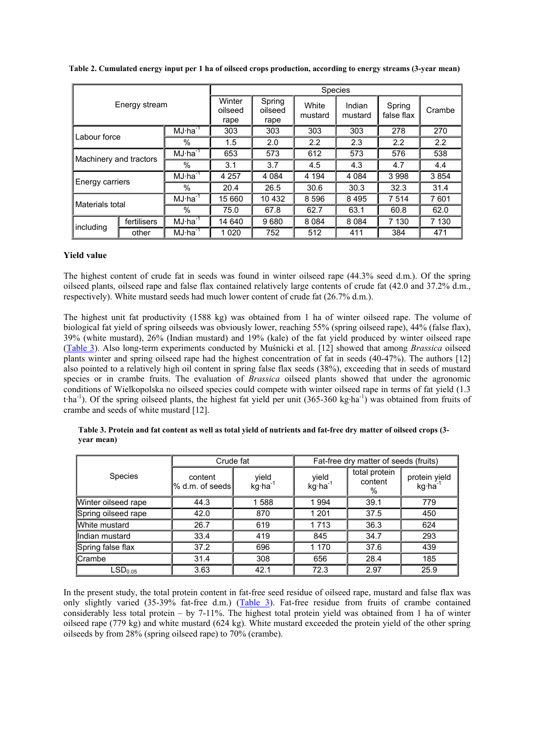**Table 2. Cumulated energy input per 1 ha of oilseed crops production, according to energy streams (3-year mean)**

| Energy stream | | | Species | | | | | |
|---|---|---|---|---|---|---|---|---|
| | | | Winter oilseed rape | Spring oilseed rape | White mustard | Indian mustard | Spring false flax | Crambe |
| Labour force | | $MJ \cdot ha^{-1}$ | 303 | 303 | 303 | 303 | 278 | 270 |
| | | % | 1.5 | 2.0 | 2.2 | 2.3 | 2.2 | 2.2 |
| Machinery and tractors | | $MJ \cdot ha^{-1}$ | 653 | 573 | 612 | 573 | 576 | 538 |
| | | % | 3.1 | 3.7 | 4.5 | 4.3 | 4.7 | 4.4 |
| Energy carriers | | $MJ \cdot ha^{-1}$ | 4 257 | 4 084 | 4 194 | 4 084 | 3 998 | 3 854 |
| | | % | 20.4 | 26.5 | 30.6 | 30.3 | 32.3 | 31.4 |
| Materials total | | $MJ \cdot ha^{-1}$ | 15 660 | 10 432 | 8 596 | 8 495 | 7 514 | 7 601 |
| | | % | 75.0 | 67.8 | 62.7 | 63.1 | 60.8 | 62.0 |
| including | fertilisers | $MJ \cdot ha^{-1}$ | 14 640 | 9 680 | 8 084 | 8 084 | 7 130 | 7 130 |
| | other | $MJ \cdot ha^{-1}$ | 1 020 | 752 | 512 | 411 | 384 | 471 |

**Yield value**

The highest content of crude fat in seeds was found in winter oilseed rape (44.3% seed d.m.). Of the spring oilseed plants, oilseed rape and false flax contained relatively large contents of crude fat (42.0 and 37.2% d.m., respectively). White mustard seeds had much lower content of crude fat (26.7% d.m.).

The highest unit fat productivity (1588 kg) was obtained from 1 ha of winter oilseed rape. The volume of biological fat yield of spring oilseeds was obviously lower, reaching 55% (spring oilseed rape), 44% (false flax), 39% (white mustard), 26% (Indian mustard) and 19% (kale) of the fat yield produced by winter oilseed rape (Table 3). Also long-term experiments conducted by Muśnicki et al. [12] showed that among *Brassica* oilseed plants winter and spring oilseed rape had the highest concentration of fat in seeds (40-47%). The authors [12] also pointed to a relatively high oil content in spring false flax seeds (38%), exceeding that in seeds of mustard species or in crambe fruits. The evaluation of *Brassica* oilseed plants showed that under the agronomic conditions of Wielkopolska no oilseed species could compete with winter oilseed rape in terms of fat yield (1.3 $t \cdot ha^{-1}$). Of the spring oilseed plants, the highest fat yield per unit (365-360 $kg \cdot ha^{-1}$) was obtained from fruits of crambe and seeds of white mustard [12].

**Table 3. Protein and fat content as well as total yield of nutrients and fat-free dry matter of oilseed crops (3-year mean)**

| Species | Crude fat | | Fat-free dry matter of seeds (fruits) | | |
|---|---|---|---|---|---|
| | content % d.m. of seeds | yield $kg \cdot ha^{-1}$ | yield $kg \cdot ha^{-1}$ | total protein content % | protein yield $kg \cdot ha^{-1}$ |
| Winter oilseed rape | 44.3 | 1 588 | 1 994 | 39.1 | 779 |
| Spring oilseed rape | 42.0 | 870 | 1 201 | 37.5 | 450 |
| White mustard | 26.7 | 619 | 1 713 | 36.3 | 624 |
| Indian mustard | 33.4 | 419 | 845 | 34.7 | 293 |
| Spring false flax | 37.2 | 696 | 1 170 | 37.6 | 439 |
| Crambe | 31.4 | 308 | 656 | 28.4 | 185 |
| $LSD_{0.05}$ | 3.63 | 42.1 | 72.3 | 2.97 | 25.9 |

In the present study, the total protein content in fat-free seed residue of oilseed rape, mustard and false flax was only slightly varied (35-39% fat-free d.m.) (Table 3). Fat-free residue from fruits of crambe contained considerably less total protein – by 7-11%. The highest total protein yield was obtained from 1 ha of winter oilseed rape (779 kg) and white mustard (624 kg). White mustard exceeded the protein yield of the other spring oilseeds by from 28% (spring oilseed rape) to 70% (crambe).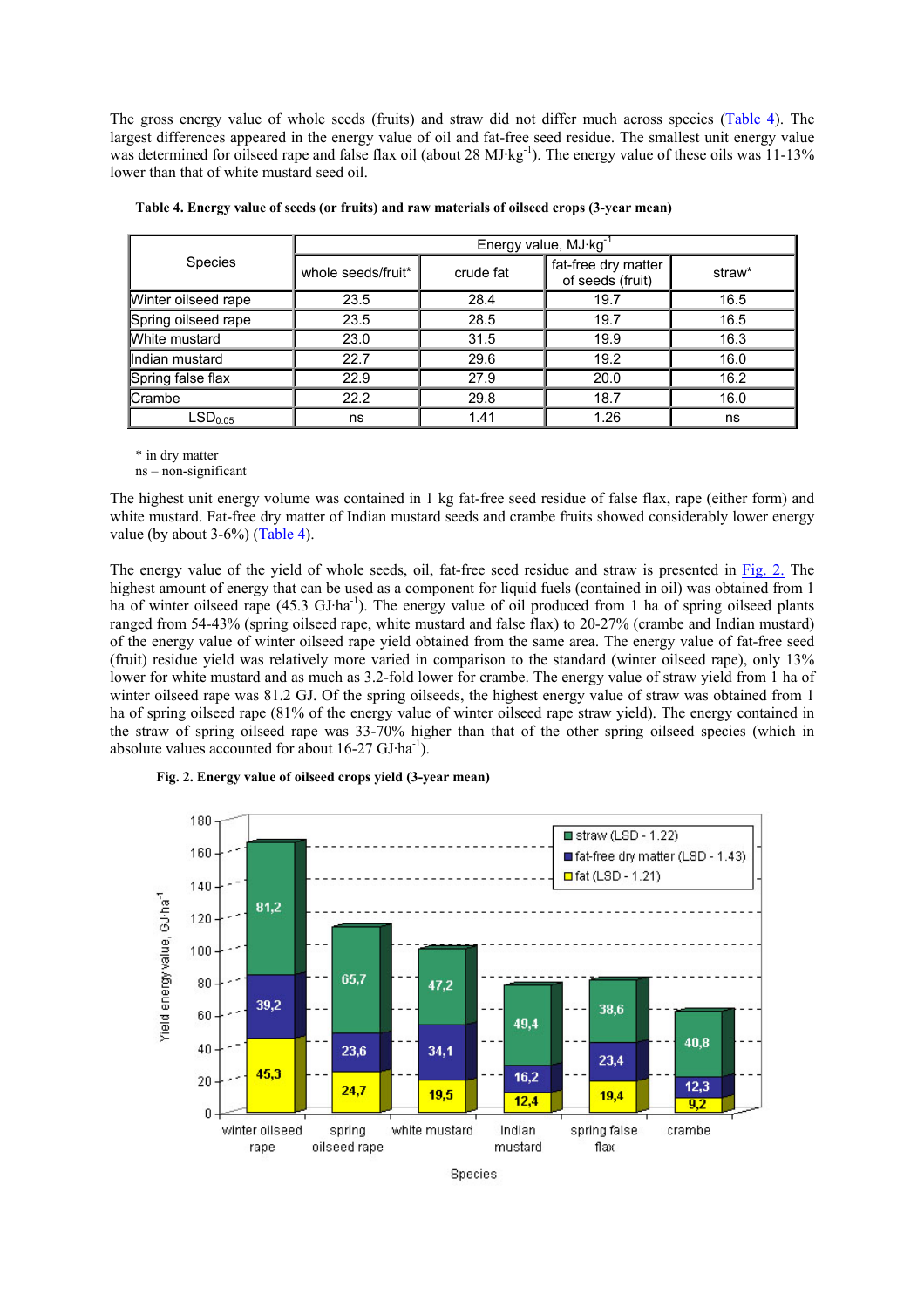The gross energy value of whole seeds (fruits) and straw did not differ much across species (Table 4). The largest differences appeared in the energy value of oil and fat-free seed residue. The smallest unit energy value was determined for oilseed rape and false flax oil (about 28 MJ·kg$^{-1}$). The energy value of these oils was 11-13% lower than that of white mustard seed oil.

**Table 4. Energy value of seeds (or fruits) and raw materials of oilseed crops (3-year mean)**

| Species | Energy value, MJ·kg$^{-1}$ | | | |
|---|---|---|---|---|
| | whole seeds/fruit* | crude fat | fat-free dry matter of seeds (fruit) | straw* |
| Winter oilseed rape | 23.5 | 28.4 | 19.7 | 16.5 |
| Spring oilseed rape | 23.5 | 28.5 | 19.7 | 16.5 |
| White mustard | 23.0 | 31.5 | 19.9 | 16.3 |
| Indian mustard | 22.7 | 29.6 | 19.2 | 16.0 |
| Spring false flax | 22.9 | 27.9 | 20.0 | 16.2 |
| Crambe | 22.2 | 29.8 | 18.7 | 16.0 |
| $LSD_{0.05}$ | ns | 1.41 | 1.26 | ns |

\* in dry matter
ns – non-significant

The highest unit energy volume was contained in 1 kg fat-free seed residue of false flax, rape (either form) and white mustard. Fat-free dry matter of Indian mustard seeds and crambe fruits showed considerably lower energy value (by about 3-6%) (Table 4).

The energy value of the yield of whole seeds, oil, fat-free seed residue and straw is presented in Fig. 2. The highest amount of energy that can be used as a component for liquid fuels (contained in oil) was obtained from 1 ha of winter oilseed rape (45.3 GJ·ha$^{-1}$). The energy value of oil produced from 1 ha of spring oilseed plants ranged from 54-43% (spring oilseed rape, white mustard and false flax) to 20-27% (crambe and Indian mustard) of the energy value of winter oilseed rape yield obtained from the same area. The energy value of fat-free seed (fruit) residue yield was relatively more varied in comparison to the standard (winter oilseed rape), only 13% lower for white mustard and as much as 3.2-fold lower for crambe. The energy value of straw yield from 1 ha of winter oilseed rape was 81.2 GJ. Of the spring oilseeds, the highest energy value of straw was obtained from 1 ha of spring oilseed rape (81% of the energy value of winter oilseed rape straw yield). The energy contained in the straw of spring oilseed rape was 33-70% higher than that of the other spring oilseed species (which in absolute values accounted for about 16-27 GJ·ha$^{-1}$).

**Fig. 2. Energy value of oilseed crops yield (3-year mean)**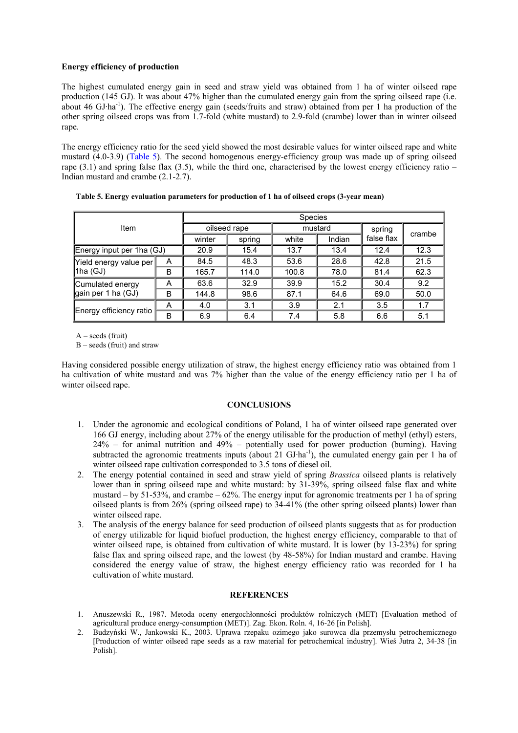**Energy efficiency of production**

The highest cumulated energy gain in seed and straw yield was obtained from 1 ha of winter oilseed rape production (145 GJ). It was about 47% higher than the cumulated energy gain from the spring oilseed rape (i.e. about 46 GJ·ha$^{-1}$). The effective energy gain (seeds/fruits and straw) obtained from per 1 ha production of the other spring oilseed crops was from 1.7-fold (white mustard) to 2.9-fold (crambe) lower than in winter oilseed rape.

The energy efficiency ratio for the seed yield showed the most desirable values for winter oilseed rape and white mustard (4.0-3.9) (Table 5). The second homogenous energy-efficiency group was made up of spring oilseed rape (3.1) and spring false flax (3.5), while the third one, characterised by the lowest energy efficiency ratio – Indian mustard and crambe (2.1-2.7).

**Table 5. Energy evaluation parameters for production of 1 ha of oilseed crops (3-year mean)**

| Item | | Species | | | | | |
|---|---|---|---|---|---|---|---|
| | | oilseed rape | | mustard | | spring false flax | crambe |
| | | winter | spring | white | Indian | | |
| Energy input per 1ha (GJ) | | 20.9 | 15.4 | 13.7 | 13.4 | 12.4 | 12.3 |
| Yield energy value per 1ha (GJ) | A | 84.5 | 48.3 | 53.6 | 28.6 | 42.8 | 21.5 |
| | B | 165.7 | 114.0 | 100.8 | 78.0 | 81.4 | 62.3 |
| Cumulated energy gain per 1 ha (GJ) | A | 63.6 | 32.9 | 39.9 | 15.2 | 30.4 | 9.2 |
| | B | 144.8 | 98.6 | 87.1 | 64.6 | 69.0 | 50.0 |
| Energy efficiency ratio | A | 4.0 | 3.1 | 3.9 | 2.1 | 3.5 | 1.7 |
| | B | 6.9 | 6.4 | 7.4 | 5.8 | 6.6 | 5.1 |

A – seeds (fruit)
B – seeds (fruit) and straw

Having considered possible energy utilization of straw, the highest energy efficiency ratio was obtained from 1 ha cultivation of white mustard and was 7% higher than the value of the energy efficiency ratio per 1 ha of winter oilseed rape.

## CONCLUSIONS

1. Under the agronomic and ecological conditions of Poland, 1 ha of winter oilseed rape generated over 166 GJ energy, including about 27% of the energy utilisable for the production of methyl (ethyl) esters, 24% – for animal nutrition and 49% – potentially used for power production (burning). Having subtracted the agronomic treatments inputs (about 21 GJ·ha$^{-1}$), the cumulated energy gain per 1 ha of winter oilseed rape cultivation corresponded to 3.5 tons of diesel oil.
2. The energy potential contained in seed and straw yield of spring *Brassica* oilseed plants is relatively lower than in spring oilseed rape and white mustard: by 31-39%, spring oilseed false flax and white mustard – by 51-53%, and crambe – 62%. The energy input for agronomic treatments per 1 ha of spring oilseed plants is from 26% (spring oilseed rape) to 34-41% (the other spring oilseed plants) lower than winter oilseed rape.
3. The analysis of the energy balance for seed production of oilseed plants suggests that as for production of energy utilizable for liquid biofuel production, the highest energy efficiency, comparable to that of winter oilseed rape, is obtained from cultivation of white mustard. It is lower (by 13-23%) for spring false flax and spring oilseed rape, and the lowest (by 48-58%) for Indian mustard and crambe. Having considered the energy value of straw, the highest energy efficiency ratio was recorded for 1 ha cultivation of white mustard.

## REFERENCES

1. Anuszewski R., 1987. Metoda oceny energochłonności produktów rolniczych (MET) [Evaluation method of agricultural produce energy-consumption (MET)]. Zag. Ekon. Roln. 4, 16-26 [in Polish].
2. Budzyński W., Jankowski K., 2003. Uprawa rzepaku ozimego jako surowca dla przemysłu petrochemicznego [Production of winter oilseed rape seeds as a raw material for petrochemical industry]. Wieś Jutra 2, 34-38 [in Polish].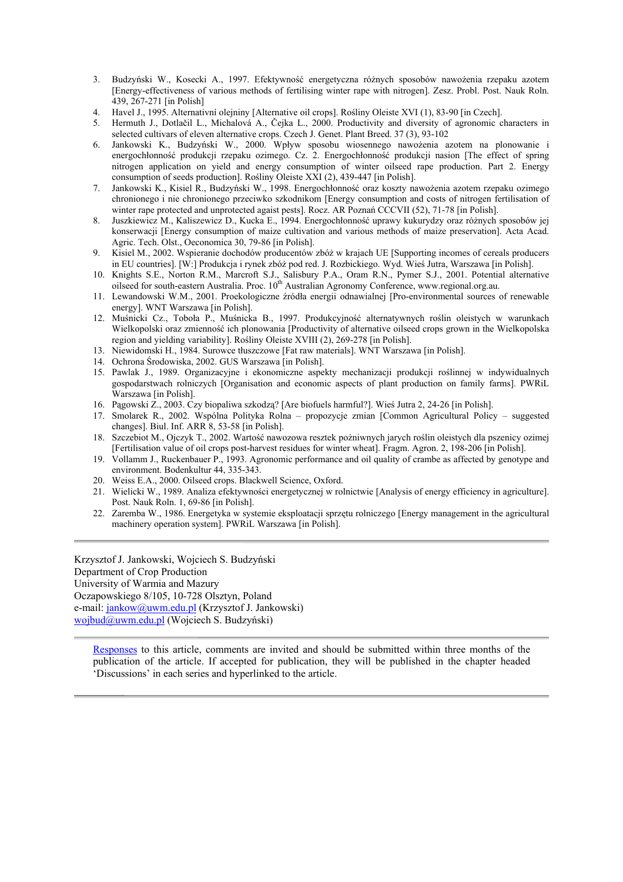3. Budzyński W., Kosecki A., 1997. Efektywność energetyczna różnych sposobów nawożenia rzepaku azotem [Energy-effectiveness of various methods of fertilising winter rape with nitrogen]. Zesz. Probl. Post. Nauk Roln. 439, 267-271 [in Polish]
4. Havel J., 1995. Alternativní olejniny [Alternative oil crops]. Rośliny Oleiste XVI (1), 83-90 [in Czech].
5. Hermuth J., Dotlačil L., Michalová A., Čejka L., 2000. Productivity and diversity of agronomic characters in selected cultivars of eleven alternative crops. Czech J. Genet. Plant Breed. 37 (3), 93-102
6. Jankowski K., Budzyński W., 2000. Wpływ sposobu wiosennego nawożenia azotem na plonowanie i energochłonność produkcji rzepaku ozimego. Cz. 2. Energochłonność produkcji nasion [The effect of spring nitrogen application on yield and energy consumption of winter oilseed rape production. Part 2. Energy consumption of seeds production]. Rośliny Oleiste XXI (2), 439-447 [in Polish].
7. Jankowski K., Kisiel R., Budzyński W., 1998. Energochłonność oraz koszty nawożenia azotem rzepaku ozimego chronionego i nie chronionego przeciwko szkodnikom [Energy consumption and costs of nitrogen fertilisation of winter rape protected and unprotected agaist pests]. Rocz. AR Poznań CCCVII (52), 71-78 [in Polish].
8. Juszkiewicz M., Kaliszewicz D., Kucka E., 1994. Energochłonność uprawy kukurydzy oraz różnych sposobów jej konserwacji [Energy consumption of maize cultivation and various methods of maize preservation]. Acta Acad. Agric. Tech. Olst., Oeconomica 30, 79-86 [in Polish].
9. Kisiel M., 2002. Wspieranie dochodów producentów zbóż w krajach UE [Supporting incomes of cereals producers in EU countries]. [W:] Produkcja i rynek zbóż pod red. J. Rozbickiego. Wyd. Wieś Jutra, Warszawa [in Polish].
10. Knights S.E., Norton R.M., Marcroft S.J., Salisbury P.A., Oram R.N., Pymer S.J., 2001. Potential alternative oilseed for south-eastern Australia. Proc. 10th Australian Agronomy Conference, www.regional.org.au.
11. Lewandowski W.M., 2001. Proekologiczne źródła energii odnawialnej [Pro-environmental sources of renewable energy]. WNT Warszawa [in Polish].
12. Muśnicki Cz., Toboła P., Muśnicka B., 1997. Produkcyjność alternatywnych roślin oleistych w warunkach Wielkopolski oraz zmienność ich plonowania [Productivity of alternative oilseed crops grown in the Wielkopolska region and yielding variability]. Rośliny Oleiste XVIII (2), 269-278 [in Polish].
13. Niewidomski H., 1984. Surowce tłuszczowe [Fat raw materials]. WNT Warszawa [in Polish].
14. Ochrona Środowiska, 2002. GUS Warszawa [in Polish].
15. Pawlak J., 1989. Organizacyjne i ekonomiczne aspekty mechanizacji produkcji roślinnej w indywidualnych gospodarstwach rolniczych [Organisation and economic aspects of plant production on family farms]. PWRiL Warszawa [in Polish].
16. Pągowski Z., 2003. Czy biopaliwa szkodzą? [Are biofuels harmful?]. Wieś Jutra 2, 24-26 [in Polish].
17. Smolarek R., 2002. Wspólna Polityka Rolna – propozycje zmian [Common Agricultural Policy – suggested changes]. Biul. Inf. ARR 8, 53-58 [in Polish].
18. Szczebiot M., Ojczyk T., 2002. Wartość nawozowa resztek pożniwnych jarych roślin oleistych dla pszenicy ozimej [Fertilisation value of oil crops post-harvest residues for winter wheat]. Fragm. Agron. 2, 198-206 [in Polish].
19. Vollamm J., Ruckenbauer P., 1993. Agronomic performance and oil quality of crambe as affected by genotype and environment. Bodenkultur 44, 335-343.
20. Weiss E.A., 2000. Oilseed crops. Blackwell Science, Oxford.
21. Wielicki W., 1989. Analiza efektywności energetycznej w rolnictwie [Analysis of energy efficiency in agriculture]. Post. Nauk Roln. 1, 69-86 [in Polish].
22. Zaremba W., 1986. Energetyka w systemie eksploatacji sprzętu rolniczego [Energy management in the agricultural machinery operation system]. PWRiL Warszawa [in Polish].

---

Krzysztof J. Jankowski, Wojciech S. Budzyński
Department of Crop Production
University of Warmia and Mazury
Oczapowskiego 8/105, 10-728 Olsztyn, Poland
e-mail: jankow@uwm.edu.pl (Krzysztof J. Jankowski)
wojbud@uwm.edu.pl (Wojciech S. Budzyński)

---

Responses to this article, comments are invited and should be submitted within three months of the publication of the article. If accepted for publication, they will be published in the chapter headed 'Discussions' in each series and hyperlinked to the article.